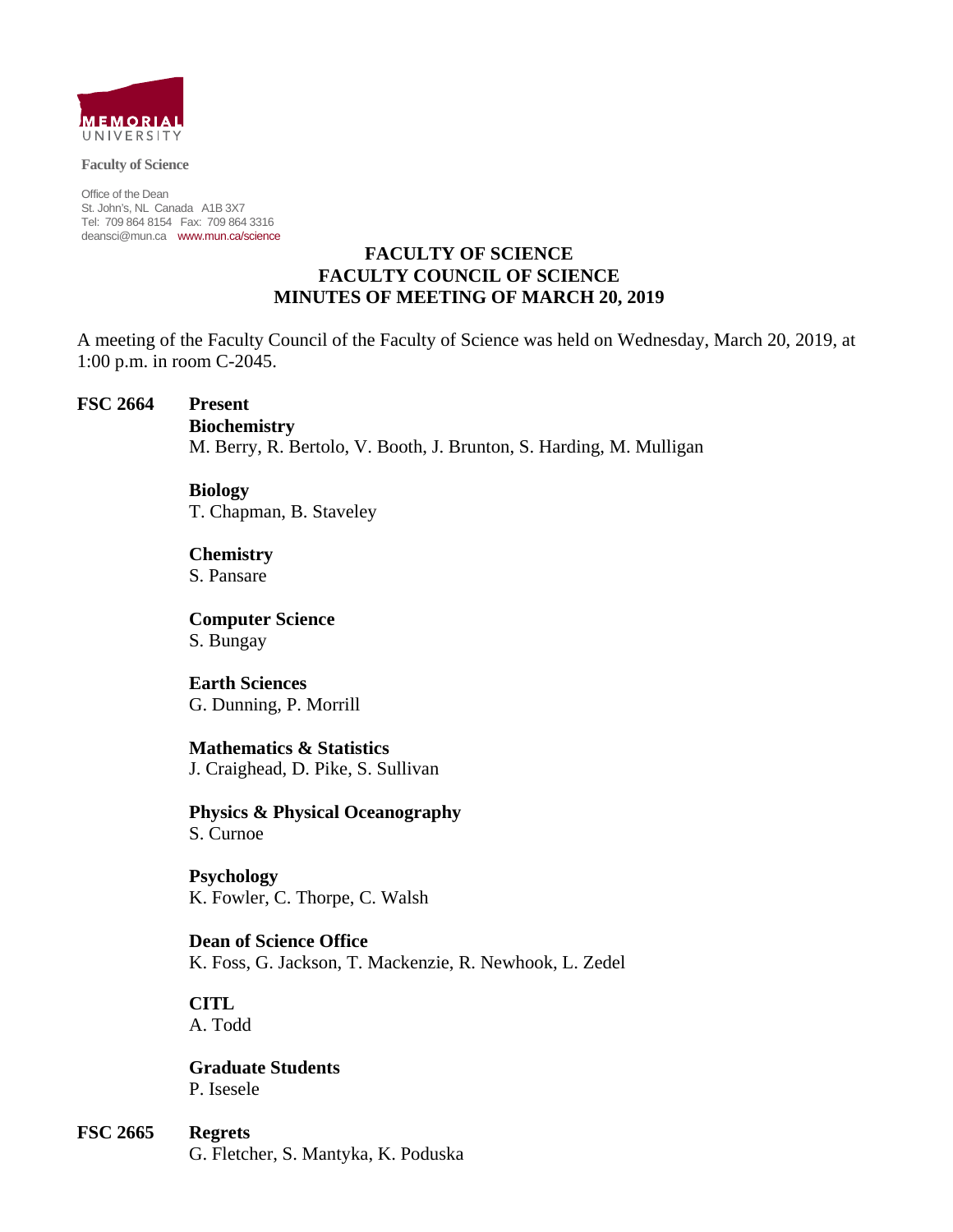MEMORIAL UNIVERSITY

**Faculty of Science**

Office of the Dean
St. John's, NL Canada A1B 3X7
Tel: 709 864 8154 Fax: 709 864 3316
deansci@mun.ca www.mun.ca/science

# FACULTY OF SCIENCE
# FACULTY COUNCIL OF SCIENCE
# MINUTES OF MEETING OF MARCH 20, 2019

A meeting of the Faculty Council of the Faculty of Science was held on Wednesday, March 20, 2019, at 1:00 p.m. in room C-2045.

**FSC 2664** **Present**

**Biochemistry**
M. Berry, R. Bertolo, V. Booth, J. Brunton, S. Harding, M. Mulligan

**Biology**
T. Chapman, B. Staveley

**Chemistry**
S. Pansare

**Computer Science**
S. Bungay

**Earth Sciences**
G. Dunning, P. Morrill

**Mathematics & Statistics**
J. Craighead, D. Pike, S. Sullivan

**Physics & Physical Oceanography**
S. Curnoe

**Psychology**
K. Fowler, C. Thorpe, C. Walsh

**Dean of Science Office**
K. Foss, G. Jackson, T. Mackenzie, R. Newhook, L. Zedel

**CITL**
A. Todd

**Graduate Students**
P. Isesele

**FSC 2665** **Regrets**
G. Fletcher, S. Mantyka, K. Poduska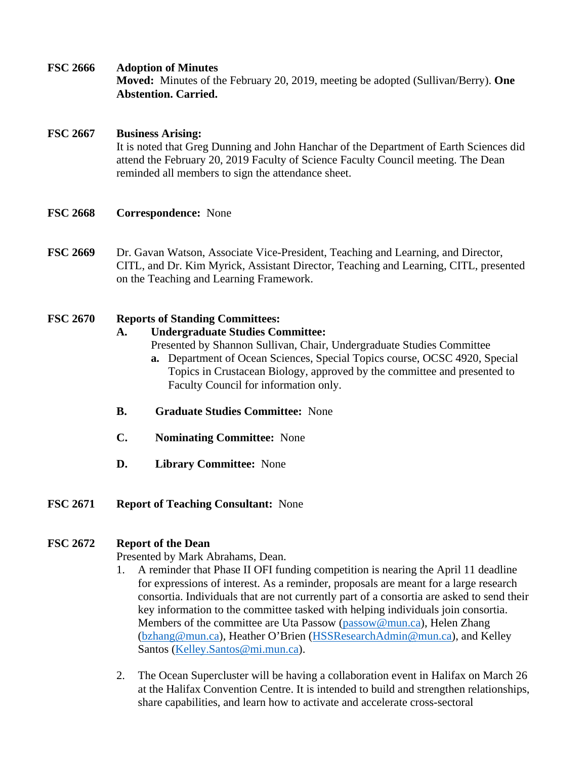**FSC 2666 Adoption of Minutes**

**Moved:** Minutes of the February 20, 2019, meeting be adopted (Sullivan/Berry). **One Abstention. Carried.**

**FSC 2667 Business Arising:**

It is noted that Greg Dunning and John Hanchar of the Department of Earth Sciences did attend the February 20, 2019 Faculty of Science Faculty Council meeting. The Dean reminded all members to sign the attendance sheet.

**FSC 2668 Correspondence:** None

**FSC 2669** Dr. Gavan Watson, Associate Vice-President, Teaching and Learning, and Director, CITL, and Dr. Kim Myrick, Assistant Director, Teaching and Learning, CITL, presented on the Teaching and Learning Framework.

**FSC 2670 Reports of Standing Committees:**

**A. Undergraduate Studies Committee:**

Presented by Shannon Sullivan, Chair, Undergraduate Studies Committee

**a.** Department of Ocean Sciences, Special Topics course, OCSC 4920, Special Topics in Crustacean Biology, approved by the committee and presented to Faculty Council for information only.

**B. Graduate Studies Committee:** None

**C. Nominating Committee:** None

**D. Library Committee:** None

**FSC 2671 Report of Teaching Consultant:** None

**FSC 2672 Report of the Dean**

Presented by Mark Abrahams, Dean.

1. A reminder that Phase II OFI funding competition is nearing the April 11 deadline for expressions of interest. As a reminder, proposals are meant for a large research consortia. Individuals that are not currently part of a consortia are asked to send their key information to the committee tasked with helping individuals join consortia. Members of the committee are Uta Passow (passow@mun.ca), Helen Zhang (bzhang@mun.ca), Heather O'Brien (HSSResearchAdmin@mun.ca), and Kelley Santos (Kelley.Santos@mi.mun.ca).

2. The Ocean Supercluster will be having a collaboration event in Halifax on March 26 at the Halifax Convention Centre. It is intended to build and strengthen relationships, share capabilities, and learn how to activate and accelerate cross-sectoral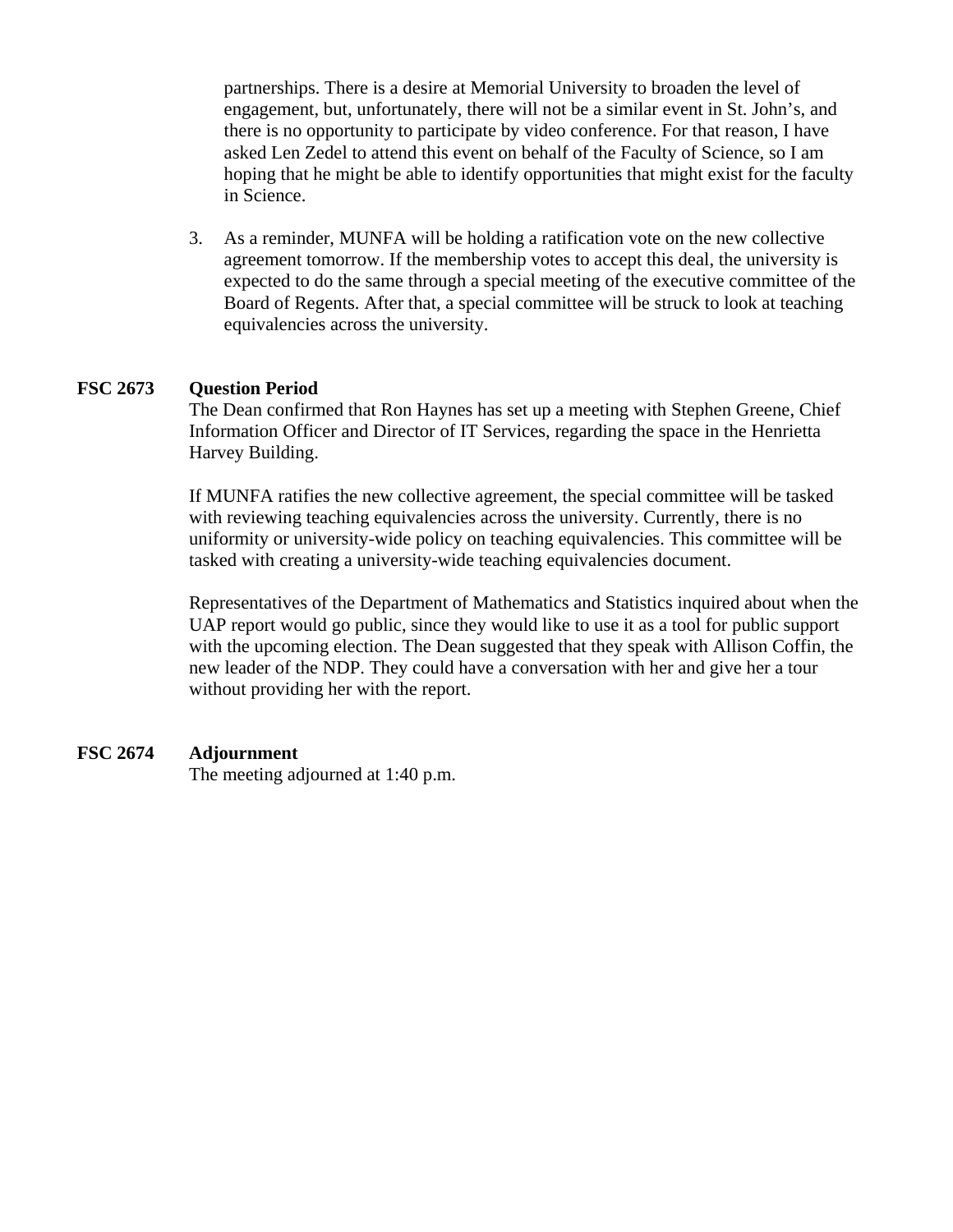partnerships. There is a desire at Memorial University to broaden the level of engagement, but, unfortunately, there will not be a similar event in St. John's, and there is no opportunity to participate by video conference. For that reason, I have asked Len Zedel to attend this event on behalf of the Faculty of Science, so I am hoping that he might be able to identify opportunities that might exist for the faculty in Science.

3. As a reminder, MUNFA will be holding a ratification vote on the new collective agreement tomorrow. If the membership votes to accept this deal, the university is expected to do the same through a special meeting of the executive committee of the Board of Regents. After that, a special committee will be struck to look at teaching equivalencies across the university.

**FSC 2673 Question Period**

The Dean confirmed that Ron Haynes has set up a meeting with Stephen Greene, Chief Information Officer and Director of IT Services, regarding the space in the Henrietta Harvey Building.

If MUNFA ratifies the new collective agreement, the special committee will be tasked with reviewing teaching equivalencies across the university. Currently, there is no uniformity or university-wide policy on teaching equivalencies. This committee will be tasked with creating a university-wide teaching equivalencies document.

Representatives of the Department of Mathematics and Statistics inquired about when the UAP report would go public, since they would like to use it as a tool for public support with the upcoming election. The Dean suggested that they speak with Allison Coffin, the new leader of the NDP. They could have a conversation with her and give her a tour without providing her with the report.

**FSC 2674 Adjournment**

The meeting adjourned at 1:40 p.m.